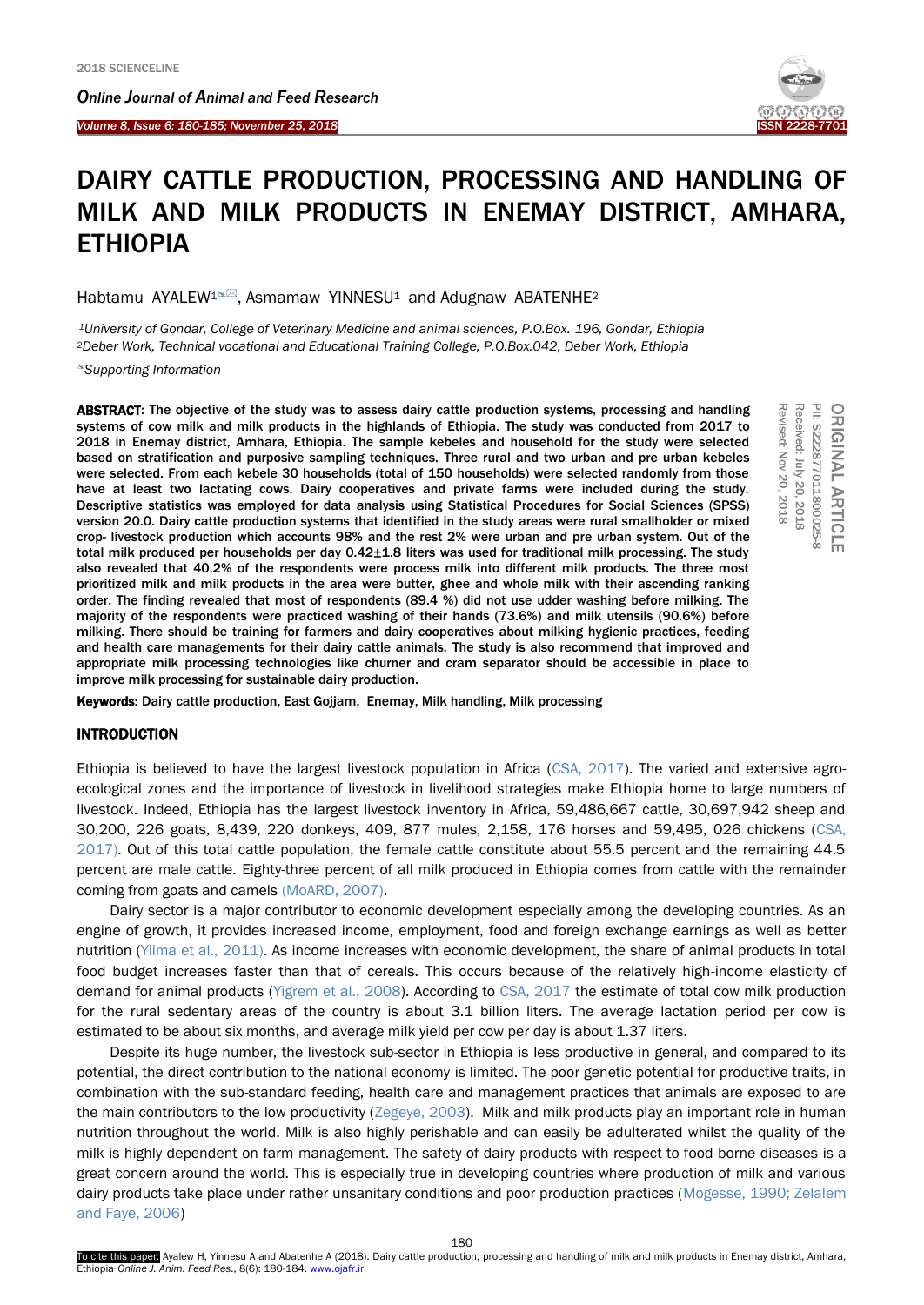# DAIRY CATTLE PRODUCTION, PROCESSING AND HANDLING OF MILK AND MILK PRODUCTS IN ENEMAY DISTRICT, AMHARA, ETHIOPIA

Habtamu AYALEW[1], Asmamaw YINNESU[1] and Adugnaw ABATENHE[2]

[1]*University of Gondar, College of Veterinary Medicine and animal sciences, P.O.Box. 196, Gondar, Ethiopia*
[2]*Deber Work, Technical vocational and Educational Training College, P.O.Box.042, Deber Work, Ethiopia*

*Supporting Information*

ORIGINAL ARTICLE
PII: S222877011800025-8
Received: July 20, 2018
Revised: Nov 20, 2018

**ABSTRACT**: **The objective of the study was to assess dairy cattle production systems, processing and handling systems of cow milk and milk products in the highlands of Ethiopia. The study was conducted from 2017 to 2018 in Enemay district, Amhara, Ethiopia. The sample kebeles and household for the study were selected based on stratification and purposive sampling techniques. Three rural and two urban and pre urban kebeles were selected. From each kebele 30 households (total of 150 households) were selected randomly from those have at least two lactating cows. Dairy cooperatives and private farms were included during the study. Descriptive statistics was employed for data analysis using Statistical Procedures for Social Sciences (SPSS) version 20.0. Dairy cattle production systems that identified in the study areas were rural smallholder or mixed crop- livestock production which accounts 98% and the rest 2% were urban and pre urban system. Out of the total milk produced per households per day 0.42±1.8 liters was used for traditional milk processing. The study also revealed that 40.2% of the respondents were process milk into different milk products. The three most prioritized milk and milk products in the area were butter, ghee and whole milk with their ascending ranking order. The finding revealed that most of respondents (89.4 %) did not use udder washing before milking. The majority of the respondents were practiced washing of their hands (73.6%) and milk utensils (90.6%) before milking. There should be training for farmers and dairy cooperatives about milking hygienic practices, feeding and health care managements for their dairy cattle animals. The study is also recommend that improved and appropriate milk processing technologies like churner and cram separator should be accessible in place to improve milk processing for sustainable dairy production.**

**Keywords:** **Dairy cattle production, East Gojjam, Enemay, Milk handling, Milk processing**

## INTRODUCTION

Ethiopia is believed to have the largest livestock population in Africa (CSA, 2017). The varied and extensive agro-ecological zones and the importance of livestock in livelihood strategies make Ethiopia home to large numbers of livestock. Indeed, Ethiopia has the largest livestock inventory in Africa, 59,486,667 cattle, 30,697,942 sheep and 30,200, 226 goats, 8,439, 220 donkeys, 409, 877 mules, 2,158, 176 horses and 59,495, 026 chickens (CSA, 2017). Out of this total cattle population, the female cattle constitute about 55.5 percent and the remaining 44.5 percent are male cattle. Eighty-three percent of all milk produced in Ethiopia comes from cattle with the remainder coming from goats and camels (MoARD, 2007).

Dairy sector is a major contributor to economic development especially among the developing countries. As an engine of growth, it provides increased income, employment, food and foreign exchange earnings as well as better nutrition (Yilma et al., 2011). As income increases with economic development, the share of animal products in total food budget increases faster than that of cereals. This occurs because of the relatively high-income elasticity of demand for animal products (Yigrem et al., 2008). According to CSA, 2017 the estimate of total cow milk production for the rural sedentary areas of the country is about 3.1 billion liters. The average lactation period per cow is estimated to be about six months, and average milk yield per cow per day is about 1.37 liters.

Despite its huge number, the livestock sub-sector in Ethiopia is less productive in general, and compared to its potential, the direct contribution to the national economy is limited. The poor genetic potential for productive traits, in combination with the sub-standard feeding, health care and management practices that animals are exposed to are the main contributors to the low productivity (Zegeye, 2003). Milk and milk products play an important role in human nutrition throughout the world. Milk is also highly perishable and can easily be adulterated whilst the quality of the milk is highly dependent on farm management. The safety of dairy products with respect to food-borne diseases is a great concern around the world. This is especially true in developing countries where production of milk and various dairy products take place under rather unsanitary conditions and poor production practices (Mogesse, 1990; Zelalem and Faye, 2006)

To cite this paper: Ayalew H, Yinnesu A and Abatenhe A (2018). Dairy cattle production, processing and handling of milk and milk products in Enemay district, Amhara, Ethiopia. *Online J. Anim. Feed Res.*, 8(6): 180-184. www.ojafr.ir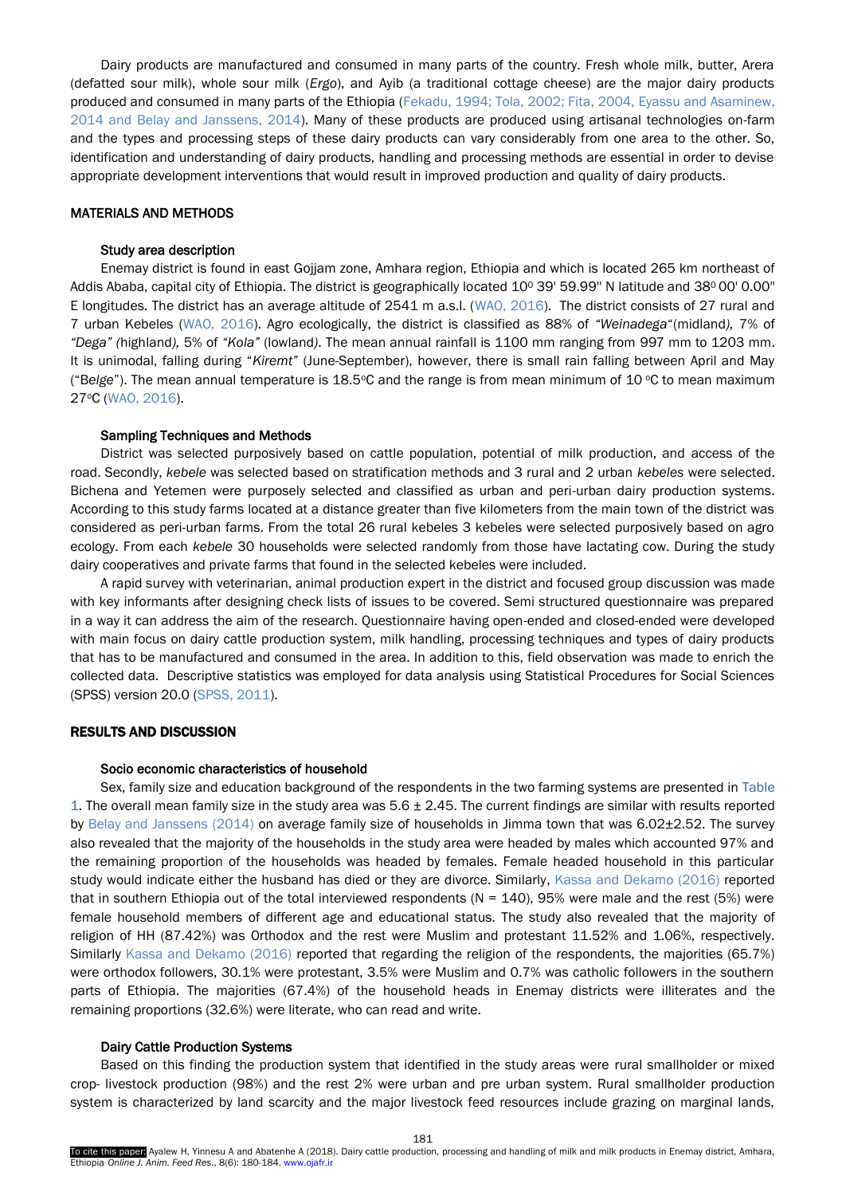Dairy products are manufactured and consumed in many parts of the country. Fresh whole milk, butter, Arera (defatted sour milk), whole sour milk (*Ergo*), and Ayib (a traditional cottage cheese) are the major dairy products produced and consumed in many parts of the Ethiopia (Fekadu, 1994; Tola, 2002; Fita, 2004, Eyassu and Asaminew, 2014 and Belay and Janssens, 2014). Many of these products are produced using artisanal technologies on-farm and the types and processing steps of these dairy products can vary considerably from one area to the other. So, identification and understanding of dairy products, handling and processing methods are essential in order to devise appropriate development interventions that would result in improved production and quality of dairy products.

## MATERIALS AND METHODS

### Study area description

Enemay district is found in east Gojjam zone, Amhara region, Ethiopia and which is located 265 km northeast of Addis Ababa, capital city of Ethiopia. The district is geographically located 10° 39' 59.99'' N latitude and 38° 00' 0.00'' E longitudes. The district has an average altitude of 2541 m a.s.l. (WAO, 2016). The district consists of 27 rural and 7 urban Kebeles (WAO, 2016). Agro ecologically, the district is classified as 88% of *"Weinadega"*(midland*),* 7% of *"Dega" (*highland*),* 5% of *"Kola"* (lowland*)*. The mean annual rainfall is 1100 mm ranging from 997 mm to 1203 mm. It is unimodal, falling during "*Kiremt"* (June-September), however, there is small rain falling between April and May ("B*elge*"). The mean annual temperature is 18.5°C and the range is from mean minimum of 10 °C to mean maximum 27°C (WAO, 2016).

### Sampling Techniques and Methods

District was selected purposively based on cattle population, potential of milk production, and access of the road. Secondly, *kebele* was selected based on stratification methods and 3 rural and 2 urban *kebeles* were selected. Bichena and Yetemen were purposely selected and classified as urban and peri-urban dairy production systems. According to this study farms located at a distance greater than five kilometers from the main town of the district was considered as peri-urban farms. From the total 26 rural kebeles 3 kebeles were selected purposively based on agro ecology. From each *kebele* 30 households were selected randomly from those have lactating cow. During the study dairy cooperatives and private farms that found in the selected kebeles were included.

A rapid survey with veterinarian, animal production expert in the district and focused group discussion was made with key informants after designing check lists of issues to be covered. Semi structured questionnaire was prepared in a way it can address the aim of the research. Questionnaire having open-ended and closed-ended were developed with main focus on dairy cattle production system, milk handling, processing techniques and types of dairy products that has to be manufactured and consumed in the area. In addition to this, field observation was made to enrich the collected data. Descriptive statistics was employed for data analysis using Statistical Procedures for Social Sciences (SPSS) version 20.0 (SPSS, 2011).

## RESULTS AND DISCUSSION

### Socio economic characteristics of household

Sex, family size and education background of the respondents in the two farming systems are presented in Table 1. The overall mean family size in the study area was 5.6 ± 2.45. The current findings are similar with results reported by Belay and Janssens (2014) on average family size of households in Jimma town that was 6.02±2.52. The survey also revealed that the majority of the households in the study area were headed by males which accounted 97% and the remaining proportion of the households was headed by females. Female headed household in this particular study would indicate either the husband has died or they are divorce. Similarly, Kassa and Dekamo (2016) reported that in southern Ethiopia out of the total interviewed respondents (N = 140), 95% were male and the rest (5%) were female household members of different age and educational status. The study also revealed that the majority of religion of HH (87.42%) was Orthodox and the rest were Muslim and protestant 11.52% and 1.06%, respectively. Similarly Kassa and Dekamo (2016) reported that regarding the religion of the respondents, the majorities (65.7%) were orthodox followers, 30.1% were protestant, 3.5% were Muslim and 0.7% was catholic followers in the southern parts of Ethiopia. The majorities (67.4%) of the household heads in Enemay districts were illiterates and the remaining proportions (32.6%) were literate, who can read and write.

### Dairy Cattle Production Systems

Based on this finding the production system that identified in the study areas were rural smallholder or mixed crop- livestock production (98%) and the rest 2% were urban and pre urban system. Rural smallholder production system is characterized by land scarcity and the major livestock feed resources include grazing on marginal lands,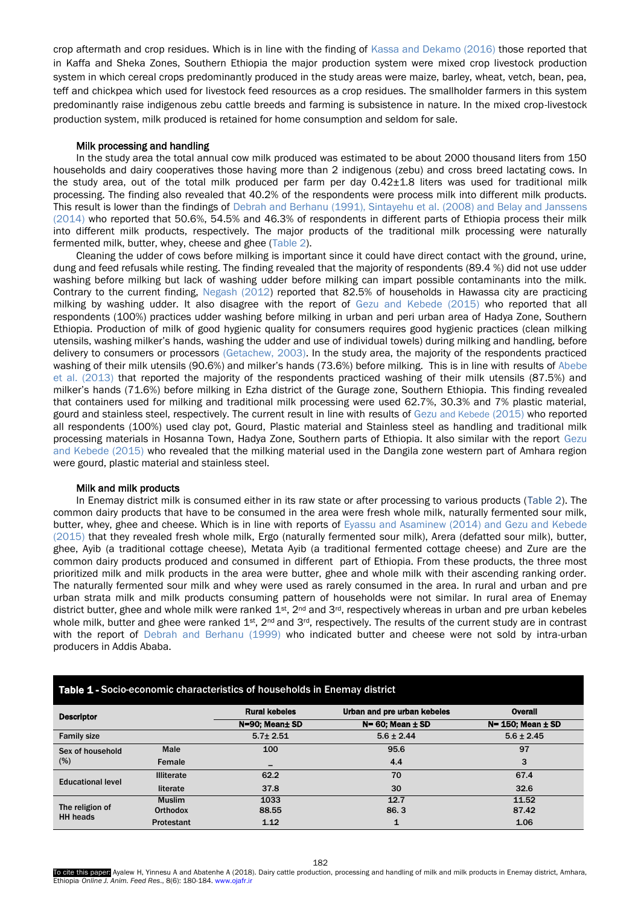crop aftermath and crop residues. Which is in line with the finding of Kassa and Dekamo (2016) those reported that in Kaffa and Sheka Zones, Southern Ethiopia the major production system were mixed crop livestock production system in which cereal crops predominantly produced in the study areas were maize, barley, wheat, vetch, bean, pea, teff and chickpea which used for livestock feed resources as a crop residues. The smallholder farmers in this system predominantly raise indigenous zebu cattle breeds and farming is subsistence in nature. In the mixed crop-livestock production system, milk produced is retained for home consumption and seldom for sale.

### Milk processing and handling

In the study area the total annual cow milk produced was estimated to be about 2000 thousand liters from 150 households and dairy cooperatives those having more than 2 indigenous (zebu) and cross breed lactating cows. In the study area, out of the total milk produced per farm per day 0.42±1.8 liters was used for traditional milk processing. The finding also revealed that 40.2% of the respondents were process milk into different milk products. This result is lower than the findings of Debrah and Berhanu (1991), Sintayehu et al. (2008) and Belay and Janssens (2014) who reported that 50.6%, 54.5% and 46.3% of respondents in different parts of Ethiopia process their milk into different milk products, respectively. The major products of the traditional milk processing were naturally fermented milk, butter, whey, cheese and ghee (Table 2).

Cleaning the udder of cows before milking is important since it could have direct contact with the ground, urine, dung and feed refusals while resting. The finding revealed that the majority of respondents (89.4 %) did not use udder washing before milking but lack of washing udder before milking can impart possible contaminants into the milk. Contrary to the current finding, Negash (2012) reported that 82.5% of households in Hawassa city are practicing milking by washing udder. It also disagree with the report of Gezu and Kebede (2015) who reported that all respondents (100%) practices udder washing before milking in urban and peri urban area of Hadya Zone, Southern Ethiopia. Production of milk of good hygienic quality for consumers requires good hygienic practices (clean milking utensils, washing milker's hands, washing the udder and use of individual towels) during milking and handling, before delivery to consumers or processors (Getachew, 2003). In the study area, the majority of the respondents practiced washing of their milk utensils (90.6%) and milker's hands (73.6%) before milking. This is in line with results of Abebe et al. (2013) that reported the majority of the respondents practiced washing of their milk utensils (87.5%) and milker's hands (71.6%) before milking in Ezha district of the Gurage zone, Southern Ethiopia. This finding revealed that containers used for milking and traditional milk processing were used 62.7%, 30.3% and 7% plastic material, gourd and stainless steel, respectively. The current result in line with results of Gezu and Kebede (2015) who reported all respondents (100%) used clay pot, Gourd, Plastic material and Stainless steel as handling and traditional milk processing materials in Hosanna Town, Hadya Zone, Southern parts of Ethiopia. It also similar with the report Gezu and Kebede (2015) who revealed that the milking material used in the Dangila zone western part of Amhara region were gourd, plastic material and stainless steel.

### Milk and milk products

In Enemay district milk is consumed either in its raw state or after processing to various products (Table 2). The common dairy products that have to be consumed in the area were fresh whole milk, naturally fermented sour milk, butter, whey, ghee and cheese. Which is in line with reports of Eyassu and Asaminew (2014) and Gezu and Kebede (2015) that they revealed fresh whole milk, Ergo (naturally fermented sour milk), Arera (defatted sour milk), butter, ghee, Ayib (a traditional cottage cheese), Metata Ayib (a traditional fermented cottage cheese) and Zure are the common dairy products produced and consumed in different part of Ethiopia. From these products, the three most prioritized milk and milk products in the area were butter, ghee and whole milk with their ascending ranking order. The naturally fermented sour milk and whey were used as rarely consumed in the area. In rural and urban and pre urban strata milk and milk products consuming pattern of households were not similar. In rural area of Enemay district butter, ghee and whole milk were ranked 1st, 2nd and 3rd, respectively whereas in urban and pre urban kebeles whole milk, butter and ghee were ranked 1st, 2nd and 3rd, respectively. The results of the current study are in contrast with the report of Debrah and Berhanu (1999) who indicated butter and cheese were not sold by intra-urban producers in Addis Ababa.

**Table 1 - Socio-economic characteristics of households in Enemay district**

| Descriptor | | Rural kebeles | Urban and pre urban kebeles | Overall |
|---|---|---|---|---|
| | | N=90; Mean± SD | N= 60; Mean ± SD | N= 150; Mean ± SD |
| Family size | | 5.7± 2.51 | 5.6 ± 2.44 | 5.6 ± 2.45 |
| Sex of household (%) | Male | 100 | 95.6 | 97 |
| | Female | – | 4.4 | 3 |
| Educational level | Illiterate | 62.2 | 70 | 67.4 |
| | literate | 37.8 | 30 | 32.6 |
| The religion of HH heads | Muslim | 1033 | 12.7 | 11.52 |
| | Orthodox | 88.55 | 86. 3 | 87.42 |
| | Protestant | 1.12 | 1 | 1.06 |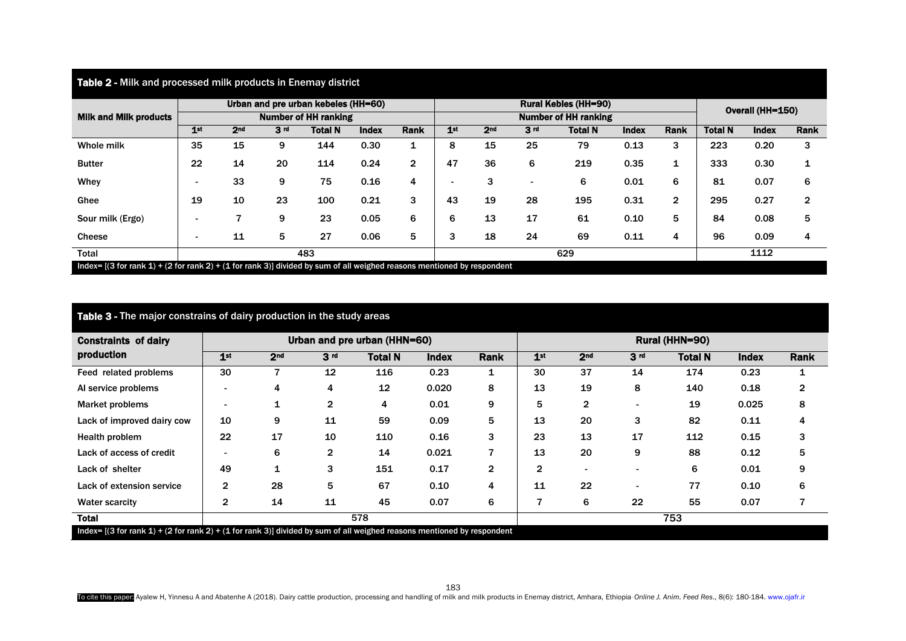**Table 2 - Milk and processed milk products in Enemay district**

| Milk and Milk products | Urban and pre urban kebeles (HH=60) | | | | | | Rural Kebles (HH=90) | | | | | | Overall (HH=150) | | |
|---|---|---|---|---|---|---|---|---|---|---|---|---|---|---|---|
| | Number of HH ranking | | | | | | Number of HH ranking | | | | | | | | |
| | 1st | 2nd | 3 rd | Total N | Index | Rank | 1st | 2nd | 3 rd | Total N | Index | Rank | Total N | Index | Rank |
| Whole milk | 35 | 15 | 9 | 144 | 0.30 | 1 | 8 | 15 | 25 | 79 | 0.13 | 3 | 223 | 0.20 | 3 |
| Butter | 22 | 14 | 20 | 114 | 0.24 | 2 | 47 | 36 | 6 | 219 | 0.35 | 1 | 333 | 0.30 | 1 |
| Whey | - | 33 | 9 | 75 | 0.16 | 4 | - | 3 | - | 6 | 0.01 | 6 | 81 | 0.07 | 6 |
| Ghee | 19 | 10 | 23 | 100 | 0.21 | 3 | 43 | 19 | 28 | 195 | 0.31 | 2 | 295 | 0.27 | 2 |
| Sour milk (Ergo) | - | 7 | 9 | 23 | 0.05 | 6 | 6 | 13 | 17 | 61 | 0.10 | 5 | 84 | 0.08 | 5 |
| Cheese | - | 11 | 5 | 27 | 0.06 | 5 | 3 | 18 | 24 | 69 | 0.11 | 4 | 96 | 0.09 | 4 |
| Total | | | | 483 | | | | | | 629 | | | | 1112 | |

Index= [(3 for rank 1) + (2 for rank 2) + (1 for rank 3)] divided by sum of all weighed reasons mentioned by respondent

**Table 3 - The major constrains of dairy production in the study areas**

| Constraints of dairy production | Urban and pre urban (HHN=60) | | | | | | Rural (HHN=90) | | | | | |
|---|---|---|---|---|---|---|---|---|---|---|---|---|
| | 1st | 2nd | 3 rd | Total N | Index | Rank | 1st | 2nd | 3 rd | Total N | Index | Rank |
| Feed related problems | 30 | 7 | 12 | 116 | 0.23 | 1 | 30 | 37 | 14 | 174 | 0.23 | 1 |
| AI service problems | - | 4 | 4 | 12 | 0.020 | 8 | 13 | 19 | 8 | 140 | 0.18 | 2 |
| Market problems | - | 1 | 2 | 4 | 0.01 | 9 | 5 | 2 | - | 19 | 0.025 | 8 |
| Lack of improved dairy cow | 10 | 9 | 11 | 59 | 0.09 | 5 | 13 | 20 | 3 | 82 | 0.11 | 4 |
| Health problem | 22 | 17 | 10 | 110 | 0.16 | 3 | 23 | 13 | 17 | 112 | 0.15 | 3 |
| Lack of access of credit | - | 6 | 2 | 14 | 0.021 | 7 | 13 | 20 | 9 | 88 | 0.12 | 5 |
| Lack of shelter | 49 | 1 | 3 | 151 | 0.17 | 2 | 2 | - | - | 6 | 0.01 | 9 |
| Lack of extension service | 2 | 28 | 5 | 67 | 0.10 | 4 | 11 | 22 | - | 77 | 0.10 | 6 |
| Water scarcity | 2 | 14 | 11 | 45 | 0.07 | 6 | 7 | 6 | 22 | 55 | 0.07 | 7 |
| Total | | | | 578 | | | | | | 753 | | |

Index= [(3 for rank 1) + (2 for rank 2) + (1 for rank 3)] divided by sum of all weighed reasons mentioned by respondent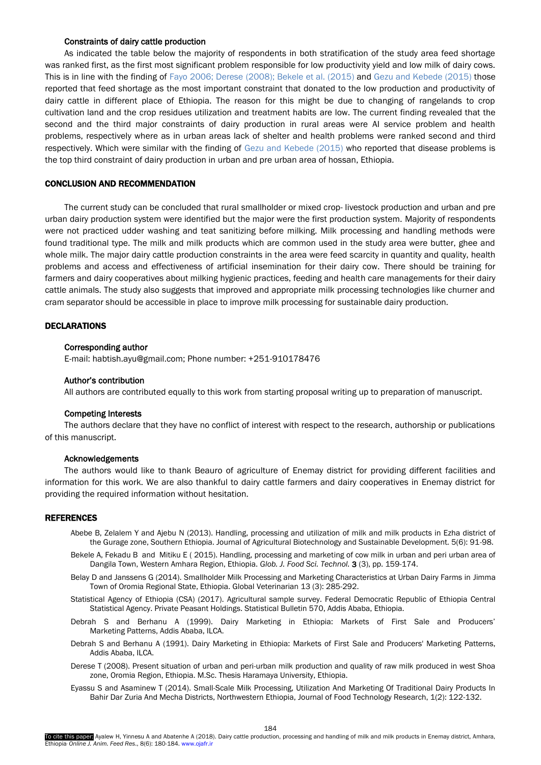### Constraints of dairy cattle production

As indicated the table below the majority of respondents in both stratification of the study area feed shortage was ranked first, as the first most significant problem responsible for low productivity yield and low milk of dairy cows. This is in line with the finding of Fayo 2006; Derese (2008); Bekele et al. (2015) and Gezu and Kebede (2015) those reported that feed shortage as the most important constraint that donated to the low production and productivity of dairy cattle in different place of Ethiopia. The reason for this might be due to changing of rangelands to crop cultivation land and the crop residues utilization and treatment habits are low. The current finding revealed that the second and the third major constraints of dairy production in rural areas were AI service problem and health problems, respectively where as in urban areas lack of shelter and health problems were ranked second and third respectively. Which were similar with the finding of Gezu and Kebede (2015) who reported that disease problems is the top third constraint of dairy production in urban and pre urban area of hossan, Ethiopia.

## CONCLUSION AND RECOMMENDATION

The current study can be concluded that rural smallholder or mixed crop- livestock production and urban and pre urban dairy production system were identified but the major were the first production system. Majority of respondents were not practiced udder washing and teat sanitizing before milking. Milk processing and handling methods were found traditional type. The milk and milk products which are common used in the study area were butter, ghee and whole milk. The major dairy cattle production constraints in the area were feed scarcity in quantity and quality, health problems and access and effectiveness of artificial insemination for their dairy cow. There should be training for farmers and dairy cooperatives about milking hygienic practices, feeding and health care managements for their dairy cattle animals. The study also suggests that improved and appropriate milk processing technologies like churner and cram separator should be accessible in place to improve milk processing for sustainable dairy production.

## DECLARATIONS

### Corresponding author

E-mail: habtish.ayu@gmail.com; Phone number: +251-910178476

### Author's contribution

All authors are contributed equally to this work from starting proposal writing up to preparation of manuscript.

### Competing Interests

The authors declare that they have no conflict of interest with respect to the research, authorship or publications of this manuscript.

### Acknowledgements

The authors would like to thank Beauro of agriculture of Enemay district for providing different facilities and information for this work. We are also thankful to dairy cattle farmers and dairy cooperatives in Enemay district for providing the required information without hesitation.

## REFERENCES

Abebe B, Zelalem Y and Ajebu N (2013). Handling, processing and utilization of milk and milk products in Ezha district of the Gurage zone, Southern Ethiopia. Journal of Agricultural Biotechnology and Sustainable Development. 5(6): 91-98.

Bekele A, Fekadu B and Mitiku E ( 2015). Handling, processing and marketing of cow milk in urban and peri urban area of Dangila Town, Western Amhara Region, Ethiopia. *Glob. J. Food Sci. Technol.* **3** (3), pp. 159-174.

Belay D and Janssens G (2014). Smallholder Milk Processing and Marketing Characteristics at Urban Dairy Farms in Jimma Town of Oromia Regional State, Ethiopia. Global Veterinarian 13 (3): 285-292.

Statistical Agency of Ethiopia (CSA) (2017). Agricultural sample survey. Federal Democratic Republic of Ethiopia Central Statistical Agency. Private Peasant Holdings. Statistical Bulletin 570, Addis Ababa, Ethiopia.

Debrah S and Berhanu A (1999). Dairy Marketing in Ethiopia: Markets of First Sale and Producers' Marketing Patterns, Addis Ababa, ILCA.

Debrah S and Berhanu A (1991). Dairy Marketing in Ethiopia: Markets of First Sale and Producers' Marketing Patterns, Addis Ababa, ILCA.

Derese T (2008). Present situation of urban and peri-urban milk production and quality of raw milk produced in west Shoa zone, Oromia Region, Ethiopia. M.Sc. Thesis Haramaya University, Ethiopia.

Eyassu S and Asaminew T (2014). Small-Scale Milk Processing, Utilization And Marketing Of Traditional Dairy Products In Bahir Dar Zuria And Mecha Districts, Northwestern Ethiopia, Journal of Food Technology Research, 1(2): 122-132.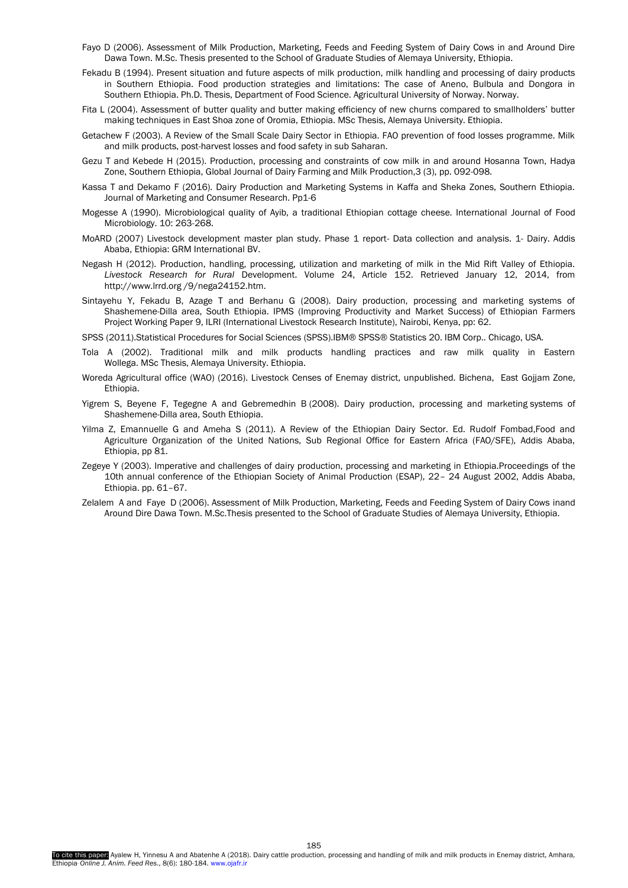Fayo D (2006). Assessment of Milk Production, Marketing, Feeds and Feeding System of Dairy Cows in and Around Dire Dawa Town. M.Sc. Thesis presented to the School of Graduate Studies of Alemaya University, Ethiopia.

Fekadu B (1994). Present situation and future aspects of milk production, milk handling and processing of dairy products in Southern Ethiopia. Food production strategies and limitations: The case of Aneno, Bulbula and Dongora in Southern Ethiopia. Ph.D. Thesis, Department of Food Science. Agricultural University of Norway. Norway.

Fita L (2004). Assessment of butter quality and butter making efficiency of new churns compared to smallholders' butter making techniques in East Shoa zone of Oromia, Ethiopia. MSc Thesis, Alemaya University. Ethiopia.

Getachew F (2003). A Review of the Small Scale Dairy Sector in Ethiopia. FAO prevention of food losses programme. Milk and milk products, post-harvest losses and food safety in sub Saharan.

Gezu T and Kebede H (2015). Production, processing and constraints of cow milk in and around Hosanna Town, Hadya Zone, Southern Ethiopia, Global Journal of Dairy Farming and Milk Production,3 (3), pp. 092-098.

Kassa T and Dekamo F (2016). Dairy Production and Marketing Systems in Kaffa and Sheka Zones, Southern Ethiopia. Journal of Marketing and Consumer Research. Pp1-6

Mogesse A (1990). Microbiological quality of Ayib, a traditional Ethiopian cottage cheese. International Journal of Food Microbiology. 10: 263-268.

MoARD (2007) Livestock development master plan study. Phase 1 report- Data collection and analysis. 1- Dairy. Addis Ababa, Ethiopia: GRM International BV.

Negash H (2012). Production, handling, processing, utilization and marketing of milk in the Mid Rift Valley of Ethiopia. *Livestock Research for Rural* Development. Volume 24, Article 152. Retrieved January 12, 2014, from http://www.lrrd.org /9/nega24152.htm.

Sintayehu Y, Fekadu B, Azage T and Berhanu G (2008). Dairy production, processing and marketing systems of Shashemene-Dilla area, South Ethiopia. IPMS (Improving Productivity and Market Success) of Ethiopian Farmers Project Working Paper 9, ILRI (International Livestock Research Institute), Nairobi, Kenya, pp: 62.

SPSS (2011).Statistical Procedures for Social Sciences (SPSS).IBM® SPSS® Statistics 20. IBM Corp.. Chicago, USA.

Tola A (2002). Traditional milk and milk products handling practices and raw milk quality in Eastern Wollega. MSc Thesis, Alemaya University. Ethiopia.

Woreda Agricultural office (WAO) (2016). Livestock Censes of Enemay district, unpublished. Bichena, East Gojjam Zone, Ethiopia.

Yigrem S, Beyene F, Tegegne A and Gebremedhin B (2008). Dairy production, processing and marketing systems of Shashemene-Dilla area, South Ethiopia.

Yilma Z, Emannuelle G and Ameha S (2011). A Review of the Ethiopian Dairy Sector. Ed. Rudolf Fombad,Food and Agriculture Organization of the United Nations, Sub Regional Office for Eastern Africa (FAO/SFE), Addis Ababa, Ethiopia, pp 81.

Zegeye Y (2003). Imperative and challenges of dairy production, processing and marketing in Ethiopia.Proceedings of the 10th annual conference of the Ethiopian Society of Animal Production (ESAP), 22– 24 August 2002, Addis Ababa, Ethiopia. pp. 61–67.

Zelalem A and Faye D (2006). Assessment of Milk Production, Marketing, Feeds and Feeding System of Dairy Cows inand Around Dire Dawa Town. M.Sc.Thesis presented to the School of Graduate Studies of Alemaya University, Ethiopia.